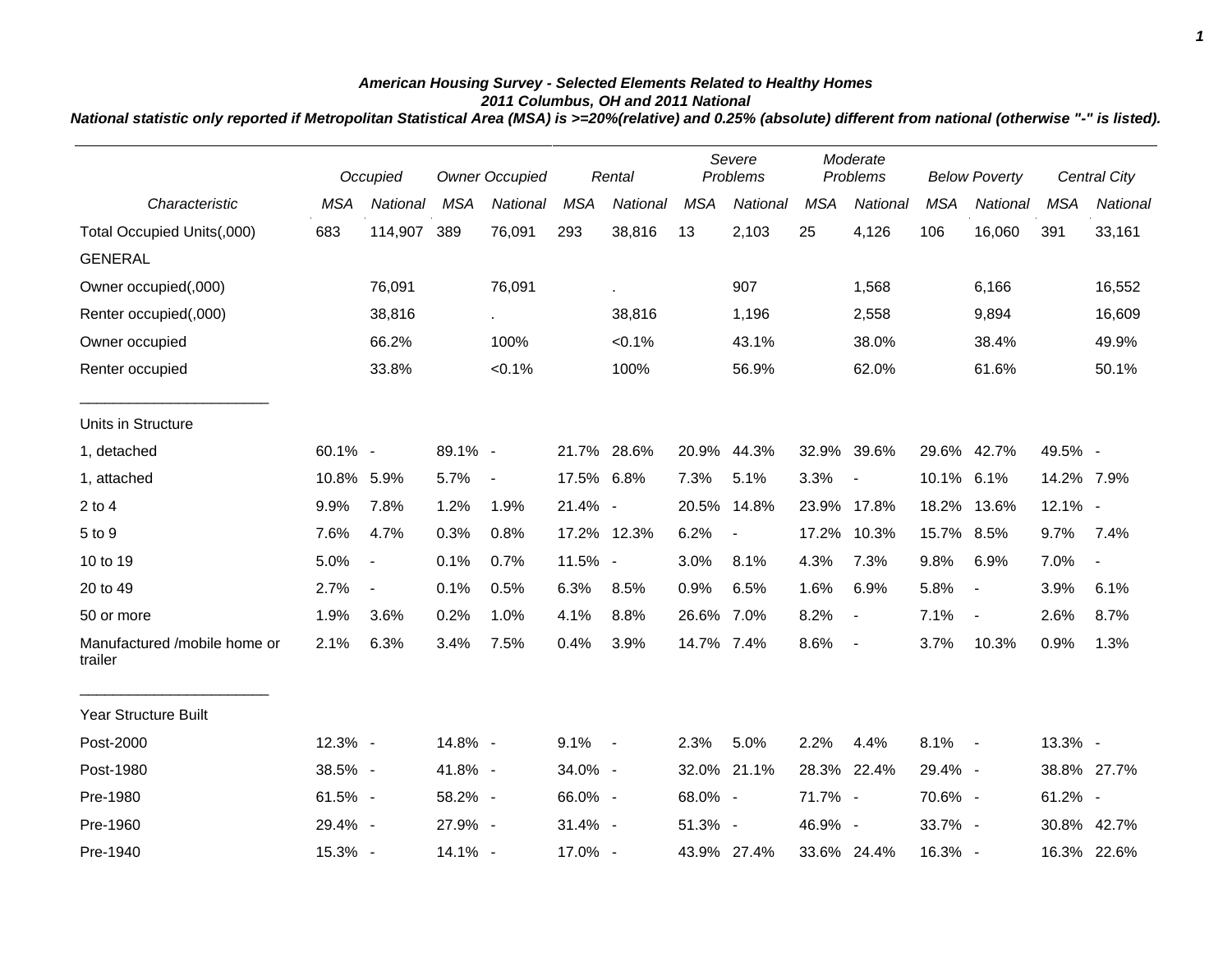# American Housing Survey - Selected Elements Related to Healthy Homes

## 2011 Columbus, OH and 2011 National

***National statistic only reported if Metropolitan Statistical Area (MSA) is >=20%(relative) and 0.25% (absolute) different from national (otherwise "-" is listed).***

| | Occupied | | Owner Occupied | | Rental | | Severe Problems | | Moderate Problems | | Below Poverty | | Central City | |
|---|---|---|---|---|---|---|---|---|---|---|---|---|---|---|
| *Characteristic* | *MSA* | *National* | *MSA* | *National* | *MSA* | *National* | *MSA* | *National* | *MSA* | *National* | *MSA* | *National* | *MSA* | *National* |
| Total Occupied Units(,000) | 683 | 114,907 | 389 | 76,091 | 293 | 38,816 | 13 | 2,103 | 25 | 4,126 | 106 | 16,060 | 391 | 33,161 |
| GENERAL | | | | | | | | | | | | | | |
| Owner occupied(,000) | | 76,091 | | 76,091 | | . | | 907 | | 1,568 | | 6,166 | | 16,552 |
| Renter occupied(,000) | | 38,816 | | . | | 38,816 | | 1,196 | | 2,558 | | 9,894 | | 16,609 |
| Owner occupied | | 66.2% | | 100% | | <0.1% | | 43.1% | | 38.0% | | 38.4% | | 49.9% |
| Renter occupied | | 33.8% | | <0.1% | | 100% | | 56.9% | | 62.0% | | 61.6% | | 50.1% |
| Units in Structure | | | | | | | | | | | | | | |
| 1, detached | 60.1% | - | 89.1% | - | 21.7% | 28.6% | 20.9% | 44.3% | 32.9% | 39.6% | 29.6% | 42.7% | 49.5% | - |
| 1, attached | 10.8% | 5.9% | 5.7% | - | 17.5% | 6.8% | 7.3% | 5.1% | 3.3% | - | 10.1% | 6.1% | 14.2% | 7.9% |
| 2 to 4 | 9.9% | 7.8% | 1.2% | 1.9% | 21.4% | - | 20.5% | 14.8% | 23.9% | 17.8% | 18.2% | 13.6% | 12.1% | - |
| 5 to 9 | 7.6% | 4.7% | 0.3% | 0.8% | 17.2% | 12.3% | 6.2% | - | 17.2% | 10.3% | 15.7% | 8.5% | 9.7% | 7.4% |
| 10 to 19 | 5.0% | - | 0.1% | 0.7% | 11.5% | - | 3.0% | 8.1% | 4.3% | 7.3% | 9.8% | 6.9% | 7.0% | - |
| 20 to 49 | 2.7% | - | 0.1% | 0.5% | 6.3% | 8.5% | 0.9% | 6.5% | 1.6% | 6.9% | 5.8% | - | 3.9% | 6.1% |
| 50 or more | 1.9% | 3.6% | 0.2% | 1.0% | 4.1% | 8.8% | 26.6% | 7.0% | 8.2% | - | 7.1% | - | 2.6% | 8.7% |
| Manufactured /mobile home or trailer | 2.1% | 6.3% | 3.4% | 7.5% | 0.4% | 3.9% | 14.7% | 7.4% | 8.6% | - | 3.7% | 10.3% | 0.9% | 1.3% |
| Year Structure Built | | | | | | | | | | | | | | |
| Post-2000 | 12.3% | - | 14.8% | - | 9.1% | - | 2.3% | 5.0% | 2.2% | 4.4% | 8.1% | - | 13.3% | - |
| Post-1980 | 38.5% | - | 41.8% | - | 34.0% | - | 32.0% | 21.1% | 28.3% | 22.4% | 29.4% | - | 38.8% | 27.7% |
| Pre-1980 | 61.5% | - | 58.2% | - | 66.0% | - | 68.0% | - | 71.7% | - | 70.6% | - | 61.2% | - |
| Pre-1960 | 29.4% | - | 27.9% | - | 31.4% | - | 51.3% | - | 46.9% | - | 33.7% | - | 30.8% | 42.7% |
| Pre-1940 | 15.3% | - | 14.1% | - | 17.0% | - | 43.9% | 27.4% | 33.6% | 24.4% | 16.3% | - | 16.3% | 22.6% |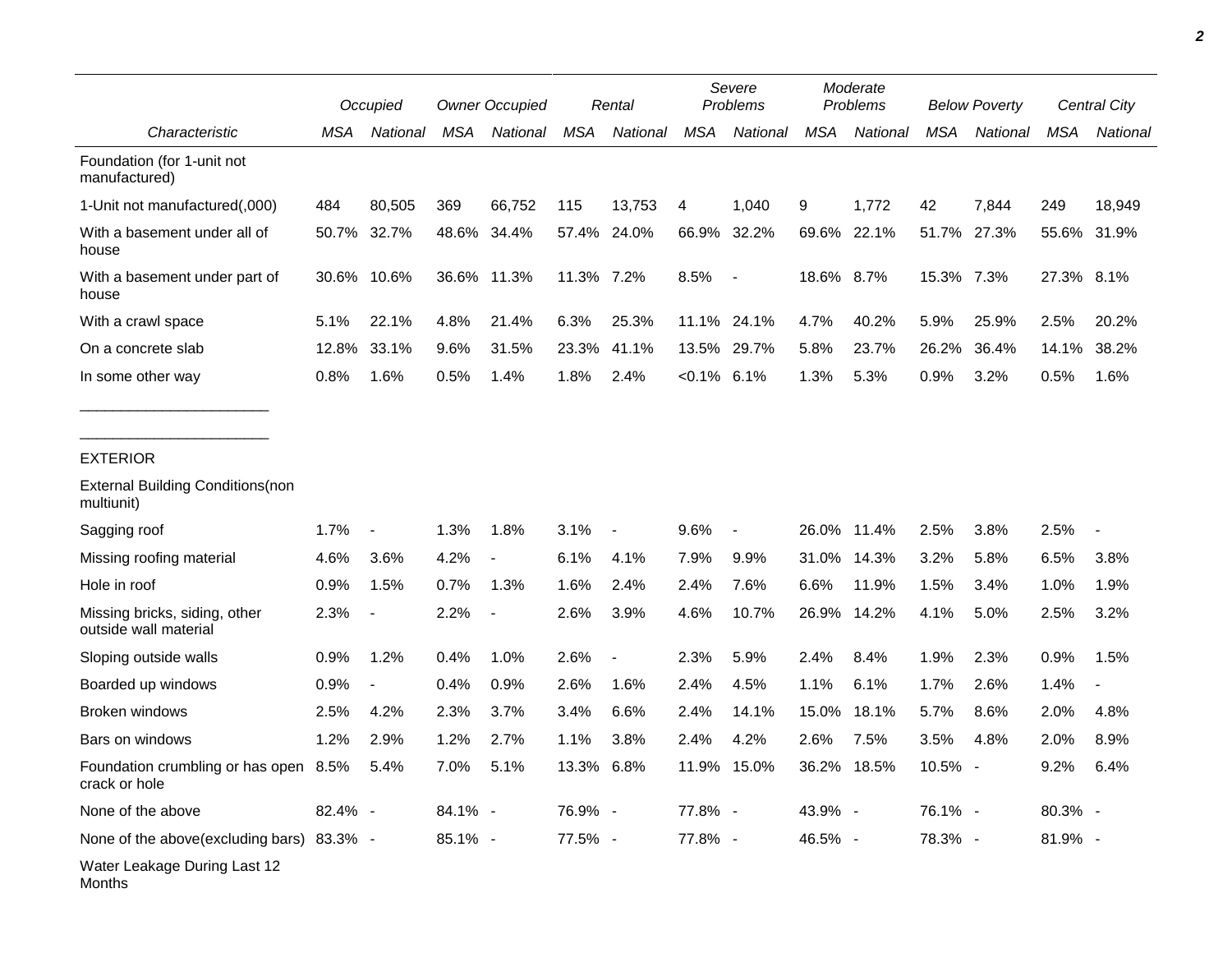| Characteristic | Occupied | | Owner Occupied | | Rental | | Severe Problems | | Moderate Problems | | Below Poverty | | Central City | |
|---|---|---|---|---|---|---|---|---|---|---|---|---|---|---|
| | MSA | National | MSA | National | MSA | National | MSA | National | MSA | National | MSA | National | MSA | National |
| Foundation (for 1-unit not manufactured) | | | | | | | | | | | | | | |
| 1-Unit not manufactured(,000) | 484 | 80,505 | 369 | 66,752 | 115 | 13,753 | 4 | 1,040 | 9 | 1,772 | 42 | 7,844 | 249 | 18,949 |
| With a basement under all of house | 50.7% | 32.7% | 48.6% | 34.4% | 57.4% | 24.0% | 66.9% | 32.2% | 69.6% | 22.1% | 51.7% | 27.3% | 55.6% | 31.9% |
| With a basement under part of house | 30.6% | 10.6% | 36.6% | 11.3% | 11.3% | 7.2% | 8.5% | - | 18.6% | 8.7% | 15.3% | 7.3% | 27.3% | 8.1% |
| With a crawl space | 5.1% | 22.1% | 4.8% | 21.4% | 6.3% | 25.3% | 11.1% | 24.1% | 4.7% | 40.2% | 5.9% | 25.9% | 2.5% | 20.2% |
| On a concrete slab | 12.8% | 33.1% | 9.6% | 31.5% | 23.3% | 41.1% | 13.5% | 29.7% | 5.8% | 23.7% | 26.2% | 36.4% | 14.1% | 38.2% |
| In some other way | 0.8% | 1.6% | 0.5% | 1.4% | 1.8% | 2.4% | <0.1% | 6.1% | 1.3% | 5.3% | 0.9% | 3.2% | 0.5% | 1.6% |
| EXTERIOR | | | | | | | | | | | | | | |
| External Building Conditions(non multiunit) | | | | | | | | | | | | | | |
| Sagging roof | 1.7% | - | 1.3% | 1.8% | 3.1% | - | 9.6% | - | 26.0% | 11.4% | 2.5% | 3.8% | 2.5% | - |
| Missing roofing material | 4.6% | 3.6% | 4.2% | - | 6.1% | 4.1% | 7.9% | 9.9% | 31.0% | 14.3% | 3.2% | 5.8% | 6.5% | 3.8% |
| Hole in roof | 0.9% | 1.5% | 0.7% | 1.3% | 1.6% | 2.4% | 2.4% | 7.6% | 6.6% | 11.9% | 1.5% | 3.4% | 1.0% | 1.9% |
| Missing bricks, siding, other outside wall material | 2.3% | - | 2.2% | - | 2.6% | 3.9% | 4.6% | 10.7% | 26.9% | 14.2% | 4.1% | 5.0% | 2.5% | 3.2% |
| Sloping outside walls | 0.9% | 1.2% | 0.4% | 1.0% | 2.6% | - | 2.3% | 5.9% | 2.4% | 8.4% | 1.9% | 2.3% | 0.9% | 1.5% |
| Boarded up windows | 0.9% | - | 0.4% | 0.9% | 2.6% | 1.6% | 2.4% | 4.5% | 1.1% | 6.1% | 1.7% | 2.6% | 1.4% | - |
| Broken windows | 2.5% | 4.2% | 2.3% | 3.7% | 3.4% | 6.6% | 2.4% | 14.1% | 15.0% | 18.1% | 5.7% | 8.6% | 2.0% | 4.8% |
| Bars on windows | 1.2% | 2.9% | 1.2% | 2.7% | 1.1% | 3.8% | 2.4% | 4.2% | 2.6% | 7.5% | 3.5% | 4.8% | 2.0% | 8.9% |
| Foundation crumbling or has open crack or hole | 8.5% | 5.4% | 7.0% | 5.1% | 13.3% | 6.8% | 11.9% | 15.0% | 36.2% | 18.5% | 10.5% | - | 9.2% | 6.4% |
| None of the above | 82.4% | - | 84.1% | - | 76.9% | - | 77.8% | - | 43.9% | - | 76.1% | - | 80.3% | - |
| None of the above(excluding bars) | 83.3% | - | 85.1% | - | 77.5% | - | 77.8% | - | 46.5% | - | 78.3% | - | 81.9% | - |
| Water Leakage During Last 12 Months | | | | | | | | | | | | | | |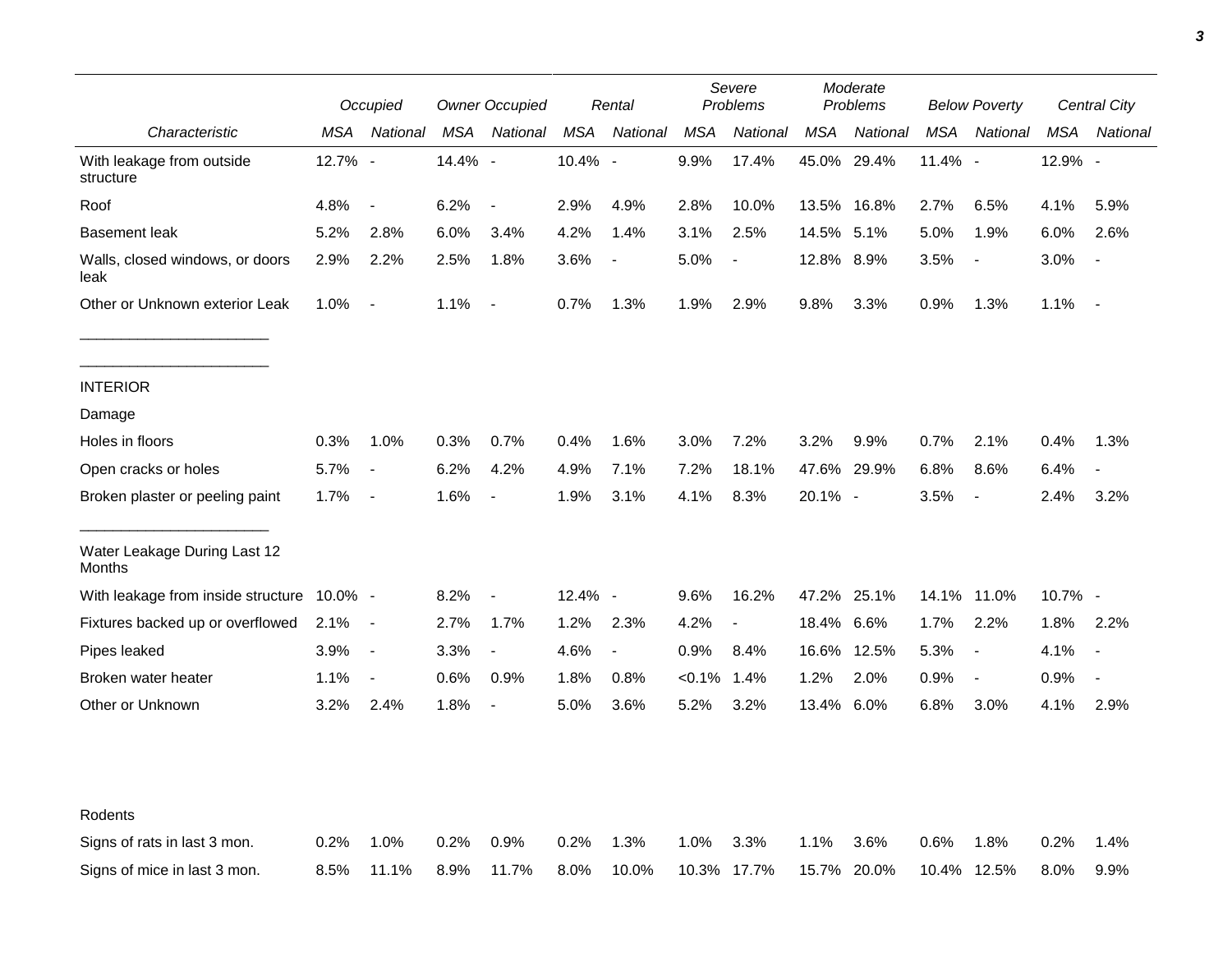| Characteristic | Occupied | | Owner Occupied | | Rental | | Severe Problems | | Moderate Problems | | Below Poverty | | Central City | |
|---|---|---|---|---|---|---|---|---|---|---|---|---|---|---|
| | *MSA* | *National* | *MSA* | *National* | *MSA* | *National* | *MSA* | *National* | *MSA* | *National* | *MSA* | *National* | *MSA* | *National* |
| With leakage from outside structure | 12.7% | - | 14.4% | - | 10.4% | - | 9.9% | 17.4% | 45.0% | 29.4% | 11.4% | - | 12.9% | - |
| Roof | 4.8% | - | 6.2% | - | 2.9% | 4.9% | 2.8% | 10.0% | 13.5% | 16.8% | 2.7% | 6.5% | 4.1% | 5.9% |
| Basement leak | 5.2% | 2.8% | 6.0% | 3.4% | 4.2% | 1.4% | 3.1% | 2.5% | 14.5% | 5.1% | 5.0% | 1.9% | 6.0% | 2.6% |
| Walls, closed windows, or doors leak | 2.9% | 2.2% | 2.5% | 1.8% | 3.6% | - | 5.0% | - | 12.8% | 8.9% | 3.5% | - | 3.0% | - |
| Other or Unknown exterior Leak | 1.0% | - | 1.1% | - | 0.7% | 1.3% | 1.9% | 2.9% | 9.8% | 3.3% | 0.9% | 1.3% | 1.1% | - |
| INTERIOR | | | | | | | | | | | | | | |
| Damage | | | | | | | | | | | | | | |
| Holes in floors | 0.3% | 1.0% | 0.3% | 0.7% | 0.4% | 1.6% | 3.0% | 7.2% | 3.2% | 9.9% | 0.7% | 2.1% | 0.4% | 1.3% |
| Open cracks or holes | 5.7% | - | 6.2% | 4.2% | 4.9% | 7.1% | 7.2% | 18.1% | 47.6% | 29.9% | 6.8% | 8.6% | 6.4% | - |
| Broken plaster or peeling paint | 1.7% | - | 1.6% | - | 1.9% | 3.1% | 4.1% | 8.3% | 20.1% | - | 3.5% | - | 2.4% | 3.2% |
| Water Leakage During Last 12 Months | | | | | | | | | | | | | | |
| With leakage from inside structure | 10.0% | - | 8.2% | - | 12.4% | - | 9.6% | 16.2% | 47.2% | 25.1% | 14.1% | 11.0% | 10.7% | - |
| Fixtures backed up or overflowed | 2.1% | - | 2.7% | 1.7% | 1.2% | 2.3% | 4.2% | - | 18.4% | 6.6% | 1.7% | 2.2% | 1.8% | 2.2% |
| Pipes leaked | 3.9% | - | 3.3% | - | 4.6% | - | 0.9% | 8.4% | 16.6% | 12.5% | 5.3% | - | 4.1% | - |
| Broken water heater | 1.1% | - | 0.6% | 0.9% | 1.8% | 0.8% | <0.1% | 1.4% | 1.2% | 2.0% | 0.9% | - | 0.9% | - |
| Other or Unknown | 3.2% | 2.4% | 1.8% | - | 5.0% | 3.6% | 5.2% | 3.2% | 13.4% | 6.0% | 6.8% | 3.0% | 4.1% | 2.9% |
| Rodents | | | | | | | | | | | | | | |
| Signs of rats in last 3 mon. | 0.2% | 1.0% | 0.2% | 0.9% | 0.2% | 1.3% | 1.0% | 3.3% | 1.1% | 3.6% | 0.6% | 1.8% | 0.2% | 1.4% |
| Signs of mice in last 3 mon. | 8.5% | 11.1% | 8.9% | 11.7% | 8.0% | 10.0% | 10.3% | 17.7% | 15.7% | 20.0% | 10.4% | 12.5% | 8.0% | 9.9% |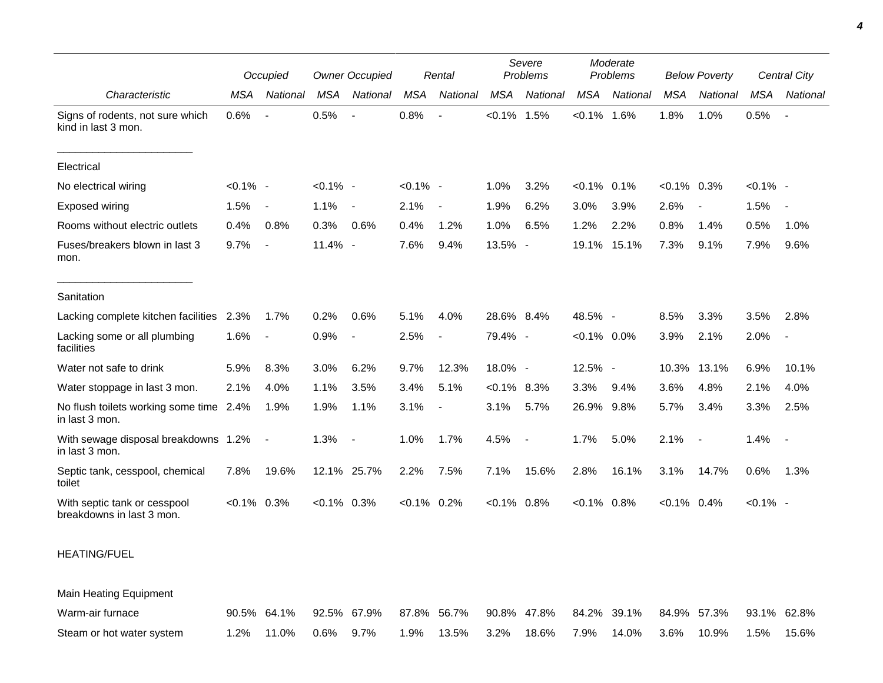| Characteristic | Occupied | | Owner Occupied | | Rental | | Severe Problems | | Moderate Problems | | Below Poverty | | Central City | |
|---|---|---|---|---|---|---|---|---|---|---|---|---|---|---|
| | MSA | National | MSA | National | MSA | National | MSA | National | MSA | National | MSA | National | MSA | National |
| Signs of rodents, not sure which kind in last 3 mon. | 0.6% | - | 0.5% | - | 0.8% | - | <0.1% | 1.5% | <0.1% | 1.6% | 1.8% | 1.0% | 0.5% | - |
| Electrical | | | | | | | | | | | | | | |
| No electrical wiring | <0.1% | - | <0.1% | - | <0.1% | - | 1.0% | 3.2% | <0.1% | 0.1% | <0.1% | 0.3% | <0.1% | - |
| Exposed wiring | 1.5% | - | 1.1% | - | 2.1% | - | 1.9% | 6.2% | 3.0% | 3.9% | 2.6% | - | 1.5% | - |
| Rooms without electric outlets | 0.4% | 0.8% | 0.3% | 0.6% | 0.4% | 1.2% | 1.0% | 6.5% | 1.2% | 2.2% | 0.8% | 1.4% | 0.5% | 1.0% |
| Fuses/breakers blown in last 3 mon. | 9.7% | - | 11.4% | - | 7.6% | 9.4% | 13.5% | - | 19.1% | 15.1% | 7.3% | 9.1% | 7.9% | 9.6% |
| Sanitation | | | | | | | | | | | | | | |
| Lacking complete kitchen facilities | 2.3% | 1.7% | 0.2% | 0.6% | 5.1% | 4.0% | 28.6% | 8.4% | 48.5% | - | 8.5% | 3.3% | 3.5% | 2.8% |
| Lacking some or all plumbing facilities | 1.6% | - | 0.9% | - | 2.5% | - | 79.4% | - | <0.1% | 0.0% | 3.9% | 2.1% | 2.0% | - |
| Water not safe to drink | 5.9% | 8.3% | 3.0% | 6.2% | 9.7% | 12.3% | 18.0% | - | 12.5% | - | 10.3% | 13.1% | 6.9% | 10.1% |
| Water stoppage in last 3 mon. | 2.1% | 4.0% | 1.1% | 3.5% | 3.4% | 5.1% | <0.1% | 8.3% | 3.3% | 9.4% | 3.6% | 4.8% | 2.1% | 4.0% |
| No flush toilets working some time in last 3 mon. | 2.4% | 1.9% | 1.9% | 1.1% | 3.1% | - | 3.1% | 5.7% | 26.9% | 9.8% | 5.7% | 3.4% | 3.3% | 2.5% |
| With sewage disposal breakdowns in last 3 mon. | 1.2% | - | 1.3% | - | 1.0% | 1.7% | 4.5% | - | 1.7% | 5.0% | 2.1% | - | 1.4% | - |
| Septic tank, cesspool, chemical toilet | 7.8% | 19.6% | 12.1% | 25.7% | 2.2% | 7.5% | 7.1% | 15.6% | 2.8% | 16.1% | 3.1% | 14.7% | 0.6% | 1.3% |
| With septic tank or cesspool breakdowns in last 3 mon. | <0.1% | 0.3% | <0.1% | 0.3% | <0.1% | 0.2% | <0.1% | 0.8% | <0.1% | 0.8% | <0.1% | 0.4% | <0.1% | - |
| HEATING/FUEL | | | | | | | | | | | | | | |
| Main Heating Equipment | | | | | | | | | | | | | | |
| Warm-air furnace | 90.5% | 64.1% | 92.5% | 67.9% | 87.8% | 56.7% | 90.8% | 47.8% | 84.2% | 39.1% | 84.9% | 57.3% | 93.1% | 62.8% |
| Steam or hot water system | 1.2% | 11.0% | 0.6% | 9.7% | 1.9% | 13.5% | 3.2% | 18.6% | 7.9% | 14.0% | 3.6% | 10.9% | 1.5% | 15.6% |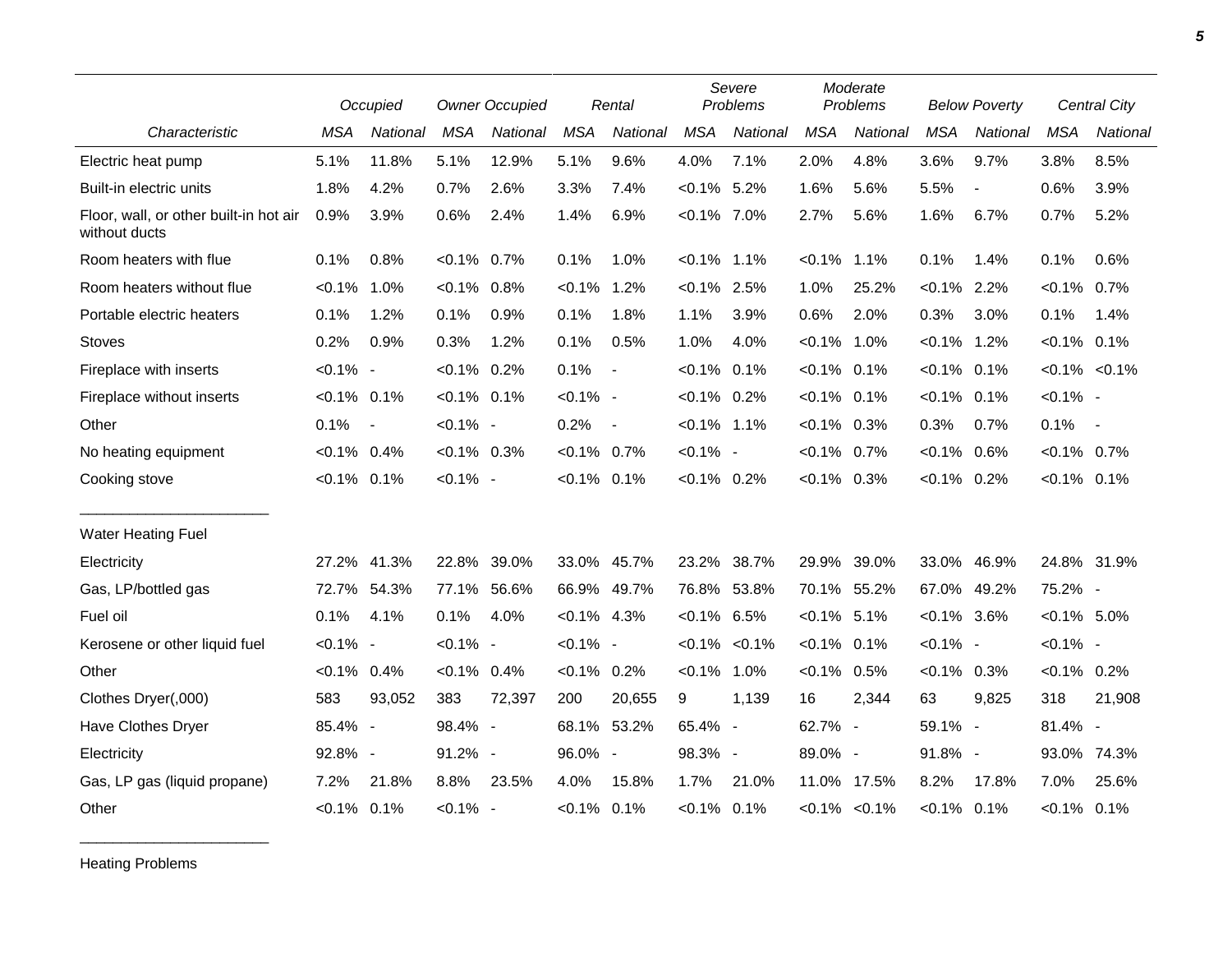| Characteristic | Occupied | | Owner Occupied | | Rental | | Severe Problems | | Moderate Problems | | Below Poverty | | Central City | |
|---|---|---|---|---|---|---|---|---|---|---|---|---|---|---|
| | MSA | National | MSA | National | MSA | National | MSA | National | MSA | National | MSA | National | MSA | National |
| Electric heat pump | 5.1% | 11.8% | 5.1% | 12.9% | 5.1% | 9.6% | 4.0% | 7.1% | 2.0% | 4.8% | 3.6% | 9.7% | 3.8% | 8.5% |
| Built-in electric units | 1.8% | 4.2% | 0.7% | 2.6% | 3.3% | 7.4% | <0.1% | 5.2% | 1.6% | 5.6% | 5.5% | - | 0.6% | 3.9% |
| Floor, wall, or other built-in hot air without ducts | 0.9% | 3.9% | 0.6% | 2.4% | 1.4% | 6.9% | <0.1% | 7.0% | 2.7% | 5.6% | 1.6% | 6.7% | 0.7% | 5.2% |
| Room heaters with flue | 0.1% | 0.8% | <0.1% | 0.7% | 0.1% | 1.0% | <0.1% | 1.1% | <0.1% | 1.1% | 0.1% | 1.4% | 0.1% | 0.6% |
| Room heaters without flue | <0.1% | 1.0% | <0.1% | 0.8% | <0.1% | 1.2% | <0.1% | 2.5% | 1.0% | 25.2% | <0.1% | 2.2% | <0.1% | 0.7% |
| Portable electric heaters | 0.1% | 1.2% | 0.1% | 0.9% | 0.1% | 1.8% | 1.1% | 3.9% | 0.6% | 2.0% | 0.3% | 3.0% | 0.1% | 1.4% |
| Stoves | 0.2% | 0.9% | 0.3% | 1.2% | 0.1% | 0.5% | 1.0% | 4.0% | <0.1% | 1.0% | <0.1% | 1.2% | <0.1% | 0.1% |
| Fireplace with inserts | <0.1% | - | <0.1% | 0.2% | 0.1% | - | <0.1% | 0.1% | <0.1% | 0.1% | <0.1% | 0.1% | <0.1% | <0.1% |
| Fireplace without inserts | <0.1% | 0.1% | <0.1% | 0.1% | <0.1% | - | <0.1% | 0.2% | <0.1% | 0.1% | <0.1% | 0.1% | <0.1% | - |
| Other | 0.1% | - | <0.1% | - | 0.2% | - | <0.1% | 1.1% | <0.1% | 0.3% | 0.3% | 0.7% | 0.1% | - |
| No heating equipment | <0.1% | 0.4% | <0.1% | 0.3% | <0.1% | 0.7% | <0.1% | - | <0.1% | 0.7% | <0.1% | 0.6% | <0.1% | 0.7% |
| Cooking stove | <0.1% | 0.1% | <0.1% | - | <0.1% | 0.1% | <0.1% | 0.2% | <0.1% | 0.3% | <0.1% | 0.2% | <0.1% | 0.1% |
| Water Heating Fuel | | | | | | | | | | | | | | |
| Electricity | 27.2% | 41.3% | 22.8% | 39.0% | 33.0% | 45.7% | 23.2% | 38.7% | 29.9% | 39.0% | 33.0% | 46.9% | 24.8% | 31.9% |
| Gas, LP/bottled gas | 72.7% | 54.3% | 77.1% | 56.6% | 66.9% | 49.7% | 76.8% | 53.8% | 70.1% | 55.2% | 67.0% | 49.2% | 75.2% | - |
| Fuel oil | 0.1% | 4.1% | 0.1% | 4.0% | <0.1% | 4.3% | <0.1% | 6.5% | <0.1% | 5.1% | <0.1% | 3.6% | <0.1% | 5.0% |
| Kerosene or other liquid fuel | <0.1% | - | <0.1% | - | <0.1% | - | <0.1% | <0.1% | <0.1% | 0.1% | <0.1% | - | <0.1% | - |
| Other | <0.1% | 0.4% | <0.1% | 0.4% | <0.1% | 0.2% | <0.1% | 1.0% | <0.1% | 0.5% | <0.1% | 0.3% | <0.1% | 0.2% |
| Clothes Dryer(,000) | 583 | 93,052 | 383 | 72,397 | 200 | 20,655 | 9 | 1,139 | 16 | 2,344 | 63 | 9,825 | 318 | 21,908 |
| Have Clothes Dryer | 85.4% | - | 98.4% | - | 68.1% | 53.2% | 65.4% | - | 62.7% | - | 59.1% | - | 81.4% | - |
| Electricity | 92.8% | - | 91.2% | - | 96.0% | - | 98.3% | - | 89.0% | - | 91.8% | - | 93.0% | 74.3% |
| Gas, LP gas (liquid propane) | 7.2% | 21.8% | 8.8% | 23.5% | 4.0% | 15.8% | 1.7% | 21.0% | 11.0% | 17.5% | 8.2% | 17.8% | 7.0% | 25.6% |
| Other | <0.1% | 0.1% | <0.1% | - | <0.1% | 0.1% | <0.1% | 0.1% | <0.1% | <0.1% | <0.1% | 0.1% | <0.1% | 0.1% |

Heating Problems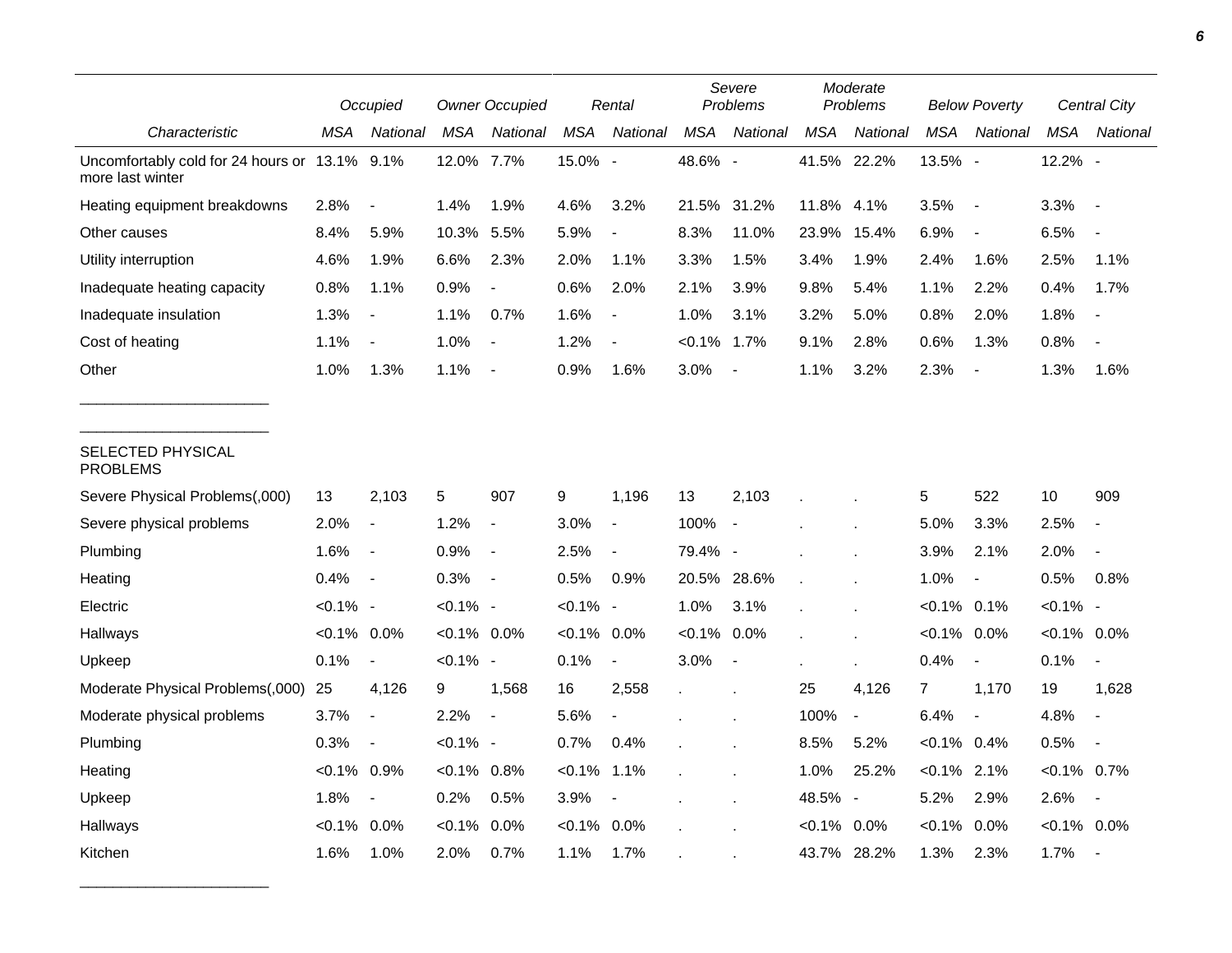| | Occupied | | Owner Occupied | | Rental | | Severe Problems | | Moderate Problems | | Below Poverty | | Central City | |
|---|---|---|---|---|---|---|---|---|---|---|---|---|---|---|
| *Characteristic* | *MSA* | *National* | *MSA* | *National* | *MSA* | *National* | *MSA* | *National* | *MSA* | *National* | *MSA* | *National* | *MSA* | *National* |
| Uncomfortably cold for 24 hours or more last winter | 13.1% | 9.1% | 12.0% | 7.7% | 15.0% | - | 48.6% | - | 41.5% | 22.2% | 13.5% | - | 12.2% | - |
| Heating equipment breakdowns | 2.8% | - | 1.4% | 1.9% | 4.6% | 3.2% | 21.5% | 31.2% | 11.8% | 4.1% | 3.5% | - | 3.3% | - |
| Other causes | 8.4% | 5.9% | 10.3% | 5.5% | 5.9% | - | 8.3% | 11.0% | 23.9% | 15.4% | 6.9% | - | 6.5% | - |
| Utility interruption | 4.6% | 1.9% | 6.6% | 2.3% | 2.0% | 1.1% | 3.3% | 1.5% | 3.4% | 1.9% | 2.4% | 1.6% | 2.5% | 1.1% |
| Inadequate heating capacity | 0.8% | 1.1% | 0.9% | - | 0.6% | 2.0% | 2.1% | 3.9% | 9.8% | 5.4% | 1.1% | 2.2% | 0.4% | 1.7% |
| Inadequate insulation | 1.3% | - | 1.1% | 0.7% | 1.6% | - | 1.0% | 3.1% | 3.2% | 5.0% | 0.8% | 2.0% | 1.8% | - |
| Cost of heating | 1.1% | - | 1.0% | - | 1.2% | - | <0.1% | 1.7% | 9.1% | 2.8% | 0.6% | 1.3% | 0.8% | - |
| Other | 1.0% | 1.3% | 1.1% | - | 0.9% | 1.6% | 3.0% | - | 1.1% | 3.2% | 2.3% | - | 1.3% | 1.6% |
| SELECTED PHYSICAL PROBLEMS | | | | | | | | | | | | | | |
| Severe Physical Problems(,000) | 13 | 2,103 | 5 | 907 | 9 | 1,196 | 13 | 2,103 | . | . | 5 | 522 | 10 | 909 |
| Severe physical problems | 2.0% | - | 1.2% | - | 3.0% | - | 100% | - | . | . | 5.0% | 3.3% | 2.5% | - |
| Plumbing | 1.6% | - | 0.9% | - | 2.5% | - | 79.4% | - | . | . | 3.9% | 2.1% | 2.0% | - |
| Heating | 0.4% | - | 0.3% | - | 0.5% | 0.9% | 20.5% | 28.6% | . | . | 1.0% | - | 0.5% | 0.8% |
| Electric | <0.1% | - | <0.1% | - | <0.1% | - | 1.0% | 3.1% | . | . | <0.1% | 0.1% | <0.1% | - |
| Hallways | <0.1% | 0.0% | <0.1% | 0.0% | <0.1% | 0.0% | <0.1% | 0.0% | . | . | <0.1% | 0.0% | <0.1% | 0.0% |
| Upkeep | 0.1% | - | <0.1% | - | 0.1% | - | 3.0% | - | . | . | 0.4% | - | 0.1% | - |
| Moderate Physical Problems(,000) | 25 | 4,126 | 9 | 1,568 | 16 | 2,558 | . | . | 25 | 4,126 | 7 | 1,170 | 19 | 1,628 |
| Moderate physical problems | 3.7% | - | 2.2% | - | 5.6% | - | . | . | 100% | - | 6.4% | - | 4.8% | - |
| Plumbing | 0.3% | - | <0.1% | - | 0.7% | 0.4% | . | . | 8.5% | 5.2% | <0.1% | 0.4% | 0.5% | - |
| Heating | <0.1% | 0.9% | <0.1% | 0.8% | <0.1% | 1.1% | . | . | 1.0% | 25.2% | <0.1% | 2.1% | <0.1% | 0.7% |
| Upkeep | 1.8% | - | 0.2% | 0.5% | 3.9% | - | . | . | 48.5% | - | 5.2% | 2.9% | 2.6% | - |
| Hallways | <0.1% | 0.0% | <0.1% | 0.0% | <0.1% | 0.0% | . | . | <0.1% | 0.0% | <0.1% | 0.0% | <0.1% | 0.0% |
| Kitchen | 1.6% | 1.0% | 2.0% | 0.7% | 1.1% | 1.7% | . | . | 43.7% | 28.2% | 1.3% | 2.3% | 1.7% | - |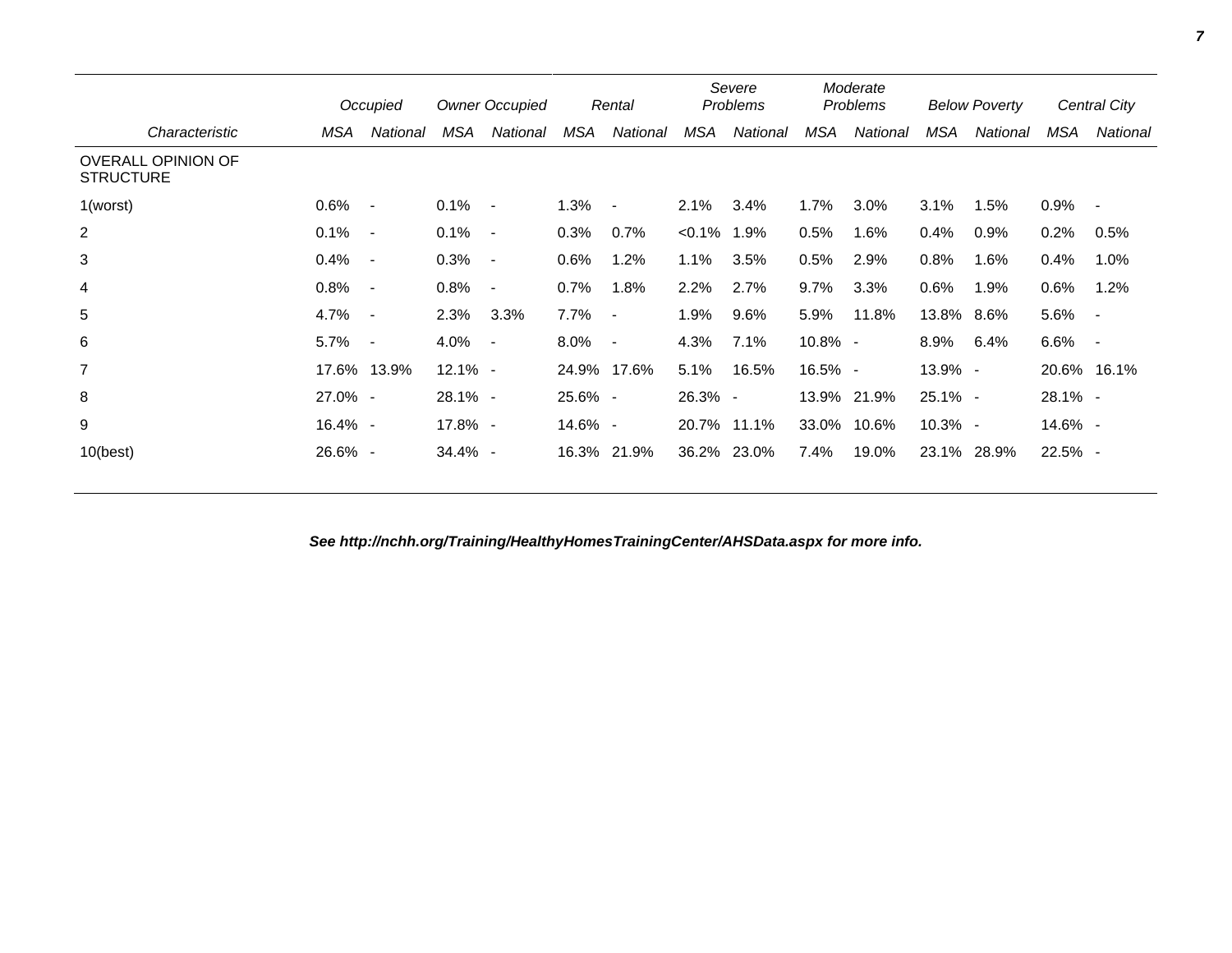| Characteristic | Occupied | | Owner Occupied | | Rental | | Severe Problems | | Moderate Problems | | Below Poverty | | Central City | |
|---|---|---|---|---|---|---|---|---|---|---|---|---|---|---|
| | MSA | National | MSA | National | MSA | National | MSA | National | MSA | National | MSA | National | MSA | National |
| OVERALL OPINION OF STRUCTURE | | | | | | | | | | | | | | |
| 1(worst) | 0.6% | - | 0.1% | - | 1.3% | - | 2.1% | 3.4% | 1.7% | 3.0% | 3.1% | 1.5% | 0.9% | - |
| 2 | 0.1% | - | 0.1% | - | 0.3% | 0.7% | <0.1% | 1.9% | 0.5% | 1.6% | 0.4% | 0.9% | 0.2% | 0.5% |
| 3 | 0.4% | - | 0.3% | - | 0.6% | 1.2% | 1.1% | 3.5% | 0.5% | 2.9% | 0.8% | 1.6% | 0.4% | 1.0% |
| 4 | 0.8% | - | 0.8% | - | 0.7% | 1.8% | 2.2% | 2.7% | 9.7% | 3.3% | 0.6% | 1.9% | 0.6% | 1.2% |
| 5 | 4.7% | - | 2.3% | 3.3% | 7.7% | - | 1.9% | 9.6% | 5.9% | 11.8% | 13.8% | 8.6% | 5.6% | - |
| 6 | 5.7% | - | 4.0% | - | 8.0% | - | 4.3% | 7.1% | 10.8% | - | 8.9% | 6.4% | 6.6% | - |
| 7 | 17.6% | 13.9% | 12.1% | - | 24.9% | 17.6% | 5.1% | 16.5% | 16.5% | - | 13.9% | - | 20.6% | 16.1% |
| 8 | 27.0% | - | 28.1% | - | 25.6% | - | 26.3% | - | 13.9% | 21.9% | 25.1% | - | 28.1% | - |
| 9 | 16.4% | - | 17.8% | - | 14.6% | - | 20.7% | 11.1% | 33.0% | 10.6% | 10.3% | - | 14.6% | - |
| 10(best) | 26.6% | - | 34.4% | - | 16.3% | 21.9% | 36.2% | 23.0% | 7.4% | 19.0% | 23.1% | 28.9% | 22.5% | - |

***See http://nchh.org/Training/HealthyHomesTrainingCenter/AHSData.aspx for more info.***